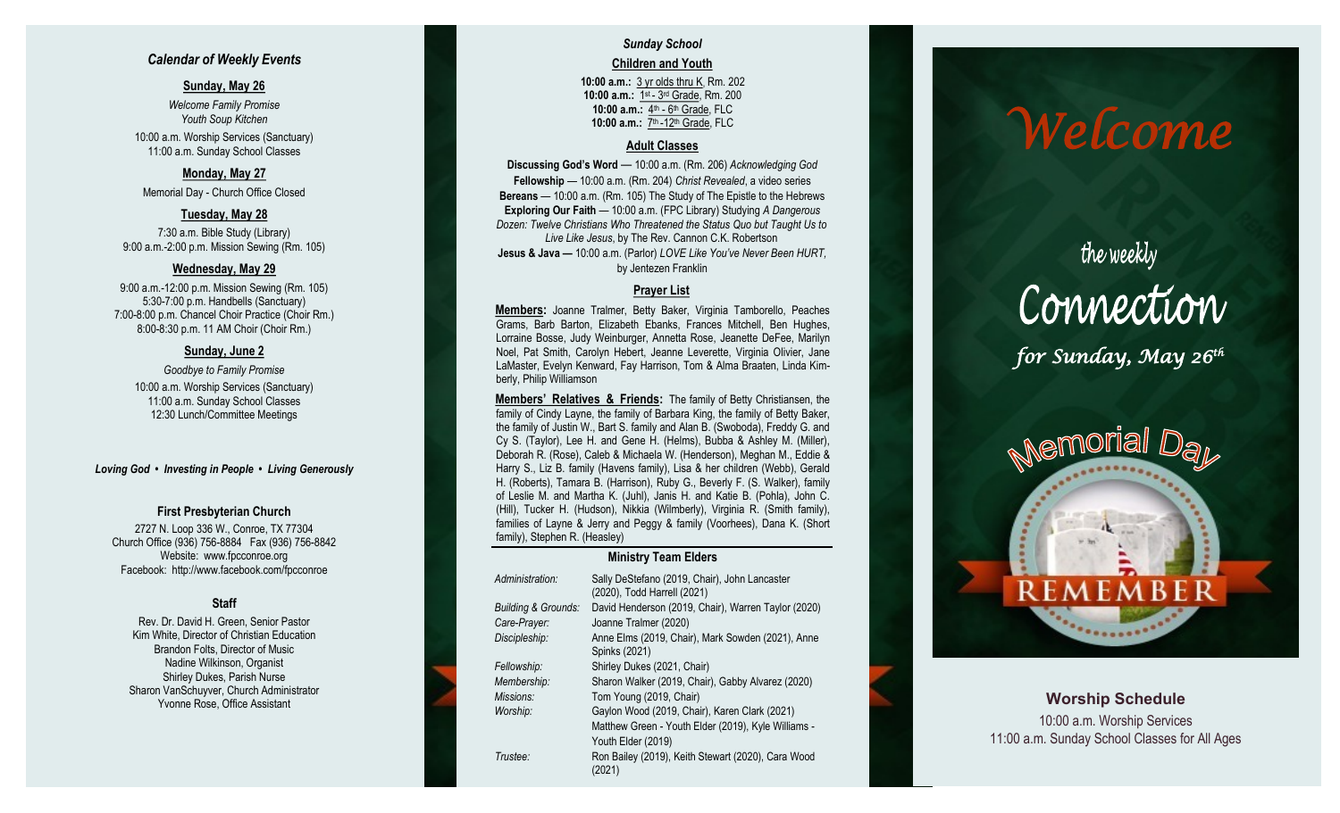### *Calendar of Weekly Events*

**Sunday, May 26**

*Welcome Family Promise*
*Youth Soup Kitchen*
10:00 a.m. Worship Services (Sanctuary)
11:00 a.m. Sunday School Classes

**Monday, May 27**

Memorial Day - Church Office Closed

**Tuesday, May 28**

7:30 a.m. Bible Study (Library)
9:00 a.m.-2:00 p.m. Mission Sewing (Rm. 105)

**Wednesday, May 29**

9:00 a.m.-12:00 p.m. Mission Sewing (Rm. 105)
5:30-7:00 p.m. Handbells (Sanctuary)
7:00-8:00 p.m. Chancel Choir Practice (Choir Rm.)
8:00-8:30 p.m. 11 AM Choir (Choir Rm.)

**Sunday, June 2**

*Goodbye to Family Promise*
10:00 a.m. Worship Services (Sanctuary)
11:00 a.m. Sunday School Classes
12:30 Lunch/Committee Meetings

***Loving God • Investing in People • Living Generously***

**First Presbyterian Church**

2727 N. Loop 336 W., Conroe, TX 77304
Church Office (936) 756-8884 Fax (936) 756-8842
Website: www.fpcconroe.org
Facebook: http://www.facebook.com/fpcconroe

**Staff**

Rev. Dr. David H. Green, Senior Pastor
Kim White, Director of Christian Education
Brandon Folts, Director of Music
Nadine Wilkinson, Organist
Shirley Dukes, Parish Nurse
Sharon VanSchuyver, Church Administrator
Yvonne Rose, Office Assistant

### *Sunday School*

**Children and Youth**

**10:00 a.m.:** 3 yr olds thru K, Rm. 202
**10:00 a.m.:** 1st - 3rd Grade, Rm. 200
**10:00 a.m.:** 4th - 6th Grade, FLC
**10:00 a.m.:** 7th -12th Grade, FLC

**Adult Classes**

**Discussing God's Word** — 10:00 a.m. (Rm. 206) *Acknowledging God*
**Fellowship** — 10:00 a.m. (Rm. 204) *Christ Revealed*, a video series
**Bereans** — 10:00 a.m. (Rm. 105) The Study of The Epistle to the Hebrews
**Exploring Our Faith** — 10:00 a.m. (FPC Library) Studying *A Dangerous Dozen: Twelve Christians Who Threatened the Status Quo but Taught Us to Live Like Jesus*, by The Rev. Cannon C.K. Robertson
**Jesus & Java —** 10:00 a.m. (Parlor) *LOVE Like You've Never Been HURT*, by Jentezen Franklin

**Prayer List**

**Members:** Joanne Tralmer, Betty Baker, Virginia Tamborello, Peaches Grams, Barb Barton, Elizabeth Ebanks, Frances Mitchell, Ben Hughes, Lorraine Bosse, Judy Weinburger, Annetta Rose, Jeanette DeFee, Marilyn Noel, Pat Smith, Carolyn Hebert, Jeanne Leverette, Virginia Olivier, Jane LaMaster, Evelyn Kenward, Fay Harrison, Tom & Alma Braaten, Linda Kimberly, Philip Williamson

**Members' Relatives & Friends:** The family of Betty Christiansen, the family of Cindy Layne, the family of Barbara King, the family of Betty Baker, the family of Justin W., Bart S. family and Alan B. (Swoboda), Freddy G. and Cy S. (Taylor), Lee H. and Gene H. (Helms), Bubba & Ashley M. (Miller), Deborah R. (Rose), Caleb & Michaela W. (Henderson), Meghan M., Eddie & Harry S., Liz B. family (Havens family), Lisa & her children (Webb), Gerald H. (Roberts), Tamara B. (Harrison), Ruby G., Beverly F. (S. Walker), family of Leslie M. and Martha K. (Juhl), Janis H. and Katie B. (Pohla), John C. (Hill), Tucker H. (Hudson), Nikkia (Wilmberly), Virginia R. (Smith family), families of Layne & Jerry and Peggy & family (Voorhees), Dana K. (Short family), Stephen R. (Heasley)

**Ministry Team Elders**

| | |
|---|---|
| *Administration:* | Sally DeStefano (2019, Chair), John Lancaster (2020), Todd Harrell (2021) |
| *Building & Grounds:* | David Henderson (2019, Chair), Warren Taylor (2020) |
| *Care-Prayer:* | Joanne Tralmer (2020) |
| *Discipleship:* | Anne Elms (2019, Chair), Mark Sowden (2021), Anne Spinks (2021) |
| *Fellowship:* | Shirley Dukes (2021, Chair) |
| *Membership:* | Sharon Walker (2019, Chair), Gabby Alvarez (2020) |
| *Missions:* | Tom Young (2019, Chair) |
| *Worship:* | Gaylon Wood (2019, Chair), Karen Clark (2021) Matthew Green - Youth Elder (2019), Kyle Williams - Youth Elder (2019) |
| *Trustee:* | Ron Bailey (2019), Keith Stewart (2020), Cara Wood (2021) |

# *Welcome*

## the weekly Connection

*for Sunday, May 26th*

Memorial Day

REMEMBER

**Worship Schedule**

10:00 a.m. Worship Services
11:00 a.m. Sunday School Classes for All Ages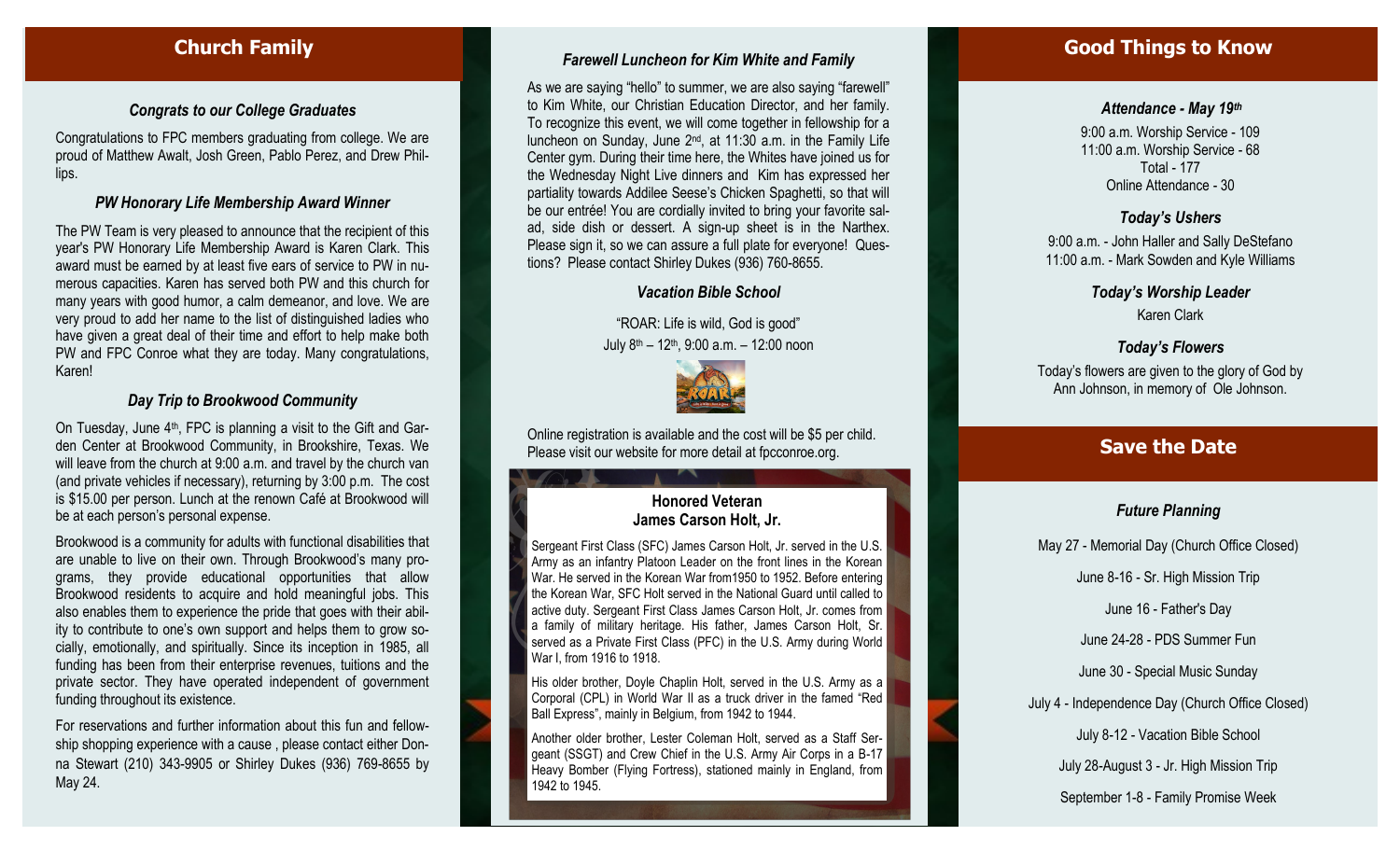## Church Family

### *Congrats to our College Graduates*

Congratulations to FPC members graduating from college. We are proud of Matthew Awalt, Josh Green, Pablo Perez, and Drew Phillips.

### *PW Honorary Life Membership Award Winner*

The PW Team is very pleased to announce that the recipient of this year's PW Honorary Life Membership Award is Karen Clark. This award must be earned by at least five ears of service to PW in numerous capacities. Karen has served both PW and this church for many years with good humor, a calm demeanor, and love. We are very proud to add her name to the list of distinguished ladies who have given a great deal of their time and effort to help make both PW and FPC Conroe what they are today. Many congratulations, Karen!

### *Day Trip to Brookwood Community*

On Tuesday, June 4th, FPC is planning a visit to the Gift and Garden Center at Brookwood Community, in Brookshire, Texas. We will leave from the church at 9:00 a.m. and travel by the church van (and private vehicles if necessary), returning by 3:00 p.m. The cost is $15.00 per person. Lunch at the renown Café at Brookwood will be at each person's personal expense.

Brookwood is a community for adults with functional disabilities that are unable to live on their own. Through Brookwood's many programs, they provide educational opportunities that allow Brookwood residents to acquire and hold meaningful jobs. This also enables them to experience the pride that goes with their ability to contribute to one's own support and helps them to grow socially, emotionally, and spiritually. Since its inception in 1985, all funding has been from their enterprise revenues, tuitions and the private sector. They have operated independent of government funding throughout its existence.

For reservations and further information about this fun and fellowship shopping experience with a cause , please contact either Donna Stewart (210) 343-9905 or Shirley Dukes (936) 769-8655 by May 24.

### *Farewell Luncheon for Kim White and Family*

As we are saying "hello" to summer, we are also saying "farewell" to Kim White, our Christian Education Director, and her family. To recognize this event, we will come together in fellowship for a luncheon on Sunday, June 2nd, at 11:30 a.m. in the Family Life Center gym. During their time here, the Whites have joined us for the Wednesday Night Live dinners and Kim has expressed her partiality towards Addilee Seese's Chicken Spaghetti, so that will be our entrée! You are cordially invited to bring your favorite salad, side dish or dessert. A sign-up sheet is in the Narthex. Please sign it, so we can assure a full plate for everyone! Questions? Please contact Shirley Dukes (936) 760-8655.

### *Vacation Bible School*

"ROAR: Life is wild, God is good"

July 8th – 12th, 9:00 a.m. – 12:00 noon

Online registration is available and the cost will be $5 per child. Please visit our website for more detail at fpcconroe.org.

### Honored Veteran
### James Carson Holt, Jr.

Sergeant First Class (SFC) James Carson Holt, Jr. served in the U.S. Army as an infantry Platoon Leader on the front lines in the Korean War. He served in the Korean War from1950 to 1952. Before entering the Korean War, SFC Holt served in the National Guard until called to active duty. Sergeant First Class James Carson Holt, Jr. comes from a family of military heritage. His father, James Carson Holt, Sr. served as a Private First Class (PFC) in the U.S. Army during World War I, from 1916 to 1918.

His older brother, Doyle Chaplin Holt, served in the U.S. Army as a Corporal (CPL) in World War II as a truck driver in the famed "Red Ball Express", mainly in Belgium, from 1942 to 1944.

Another older brother, Lester Coleman Holt, served as a Staff Sergeant (SSGT) and Crew Chief in the U.S. Army Air Corps in a B-17 Heavy Bomber (Flying Fortress), stationed mainly in England, from 1942 to 1945.

## Good Things to Know

### *Attendance - May 19th*

9:00 a.m. Worship Service - 109
11:00 a.m. Worship Service - 68
Total - 177
Online Attendance - 30

### *Today's Ushers*

9:00 a.m. - John Haller and Sally DeStefano
11:00 a.m. - Mark Sowden and Kyle Williams

### *Today's Worship Leader*

Karen Clark

### *Today's Flowers*

Today's flowers are given to the glory of God by Ann Johnson, in memory of Ole Johnson.

## Save the Date

### *Future Planning*

May 27 - Memorial Day (Church Office Closed)

June 8-16 - Sr. High Mission Trip

June 16 - Father's Day

June 24-28 - PDS Summer Fun

June 30 - Special Music Sunday

July 4 - Independence Day (Church Office Closed)

July 8-12 - Vacation Bible School

July 28-August 3 - Jr. High Mission Trip

September 1-8 - Family Promise Week